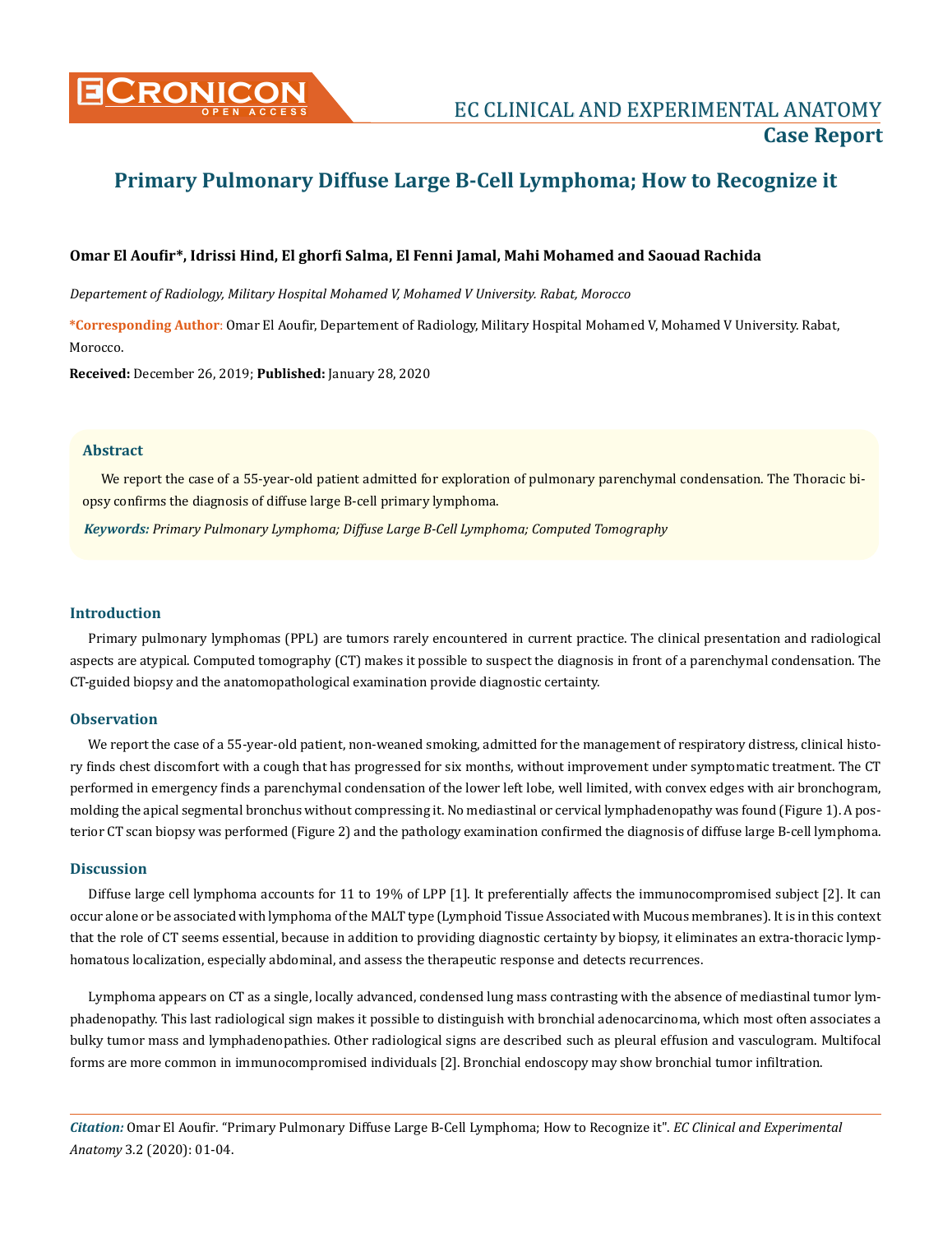# Primary Pulmonary Diffuse Large B-Cell Lymphoma; How to Recognize it

**Omar El Aoufir*, Idrissi Hind, El ghorfi Salma, El Fenni Jamal, Mahi Mohamed and Saouad Rachida**

*Departement of Radiology, Military Hospital Mohamed V, Mohamed V University. Rabat, Morocco*

***Corresponding Author**: Omar El Aoufir, Departement of Radiology, Military Hospital Mohamed V, Mohamed V University. Rabat, Morocco.

**Received:** December 26, 2019; **Published:** January 28, 2020

## Abstract

We report the case of a 55-year-old patient admitted for exploration of pulmonary parenchymal condensation. The Thoracic biopsy confirms the diagnosis of diffuse large B-cell primary lymphoma.

***Keywords:*** *Primary Pulmonary Lymphoma; Diffuse Large B-Cell Lymphoma; Computed Tomography*

## Introduction

Primary pulmonary lymphomas (PPL) are tumors rarely encountered in current practice. The clinical presentation and radiological aspects are atypical. Computed tomography (CT) makes it possible to suspect the diagnosis in front of a parenchymal condensation. The CT-guided biopsy and the anatomopathological examination provide diagnostic certainty.

## Observation

We report the case of a 55-year-old patient, non-weaned smoking, admitted for the management of respiratory distress, clinical history finds chest discomfort with a cough that has progressed for six months, without improvement under symptomatic treatment. The CT performed in emergency finds a parenchymal condensation of the lower left lobe, well limited, with convex edges with air bronchogram, molding the apical segmental bronchus without compressing it. No mediastinal or cervical lymphadenopathy was found (Figure 1). A posterior CT scan biopsy was performed (Figure 2) and the pathology examination confirmed the diagnosis of diffuse large B-cell lymphoma.

## Discussion

Diffuse large cell lymphoma accounts for 11 to 19% of LPP [1]. It preferentially affects the immunocompromised subject [2]. It can occur alone or be associated with lymphoma of the MALT type (Lymphoid Tissue Associated with Mucous membranes). It is in this context that the role of CT seems essential, because in addition to providing diagnostic certainty by biopsy, it eliminates an extra-thoracic lymphomatous localization, especially abdominal, and assess the therapeutic response and detects recurrences.

Lymphoma appears on CT as a single, locally advanced, condensed lung mass contrasting with the absence of mediastinal tumor lymphadenopathy. This last radiological sign makes it possible to distinguish with bronchial adenocarcinoma, which most often associates a bulky tumor mass and lymphadenopathies. Other radiological signs are described such as pleural effusion and vasculogram. Multifocal forms are more common in immunocompromised individuals [2]. Bronchial endoscopy may show bronchial tumor infiltration.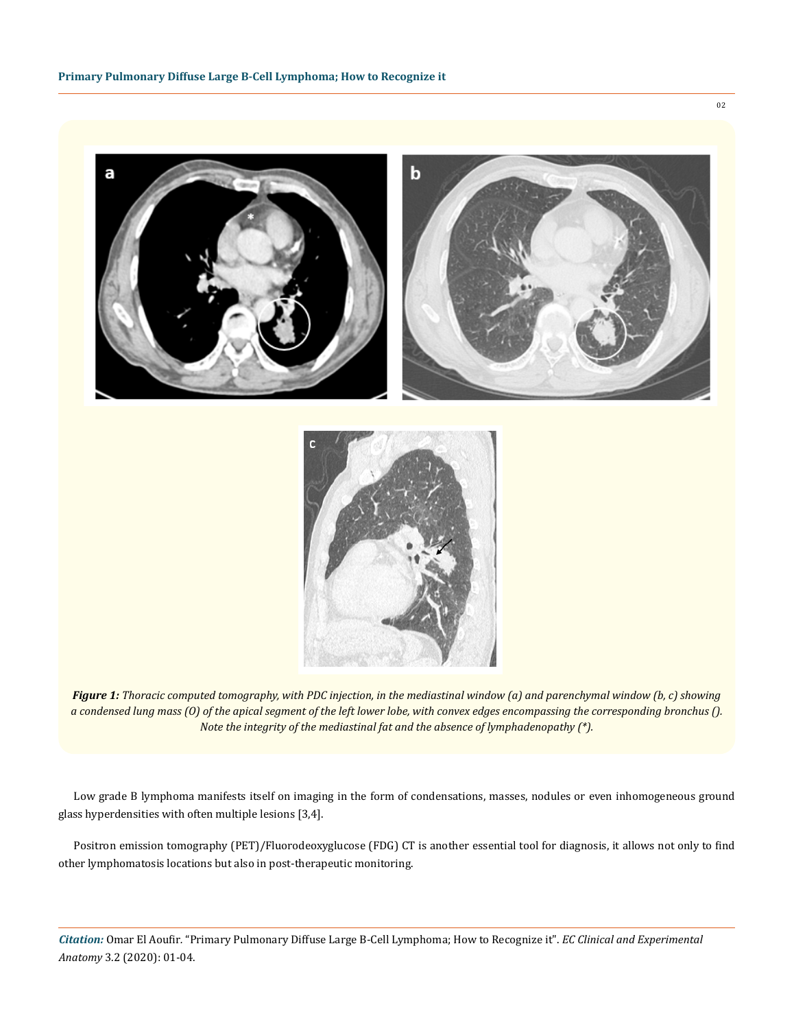*Figure 1: Thoracic computed tomography, with PDC injection, in the mediastinal window (a) and parenchymal window (b, c) showing a condensed lung mass (O) of the apical segment of the left lower lobe, with convex edges encompassing the corresponding bronchus (). Note the integrity of the mediastinal fat and the absence of lymphadenopathy (*).*

Low grade B lymphoma manifests itself on imaging in the form of condensations, masses, nodules or even inhomogeneous ground glass hyperdensities with often multiple lesions [3,4].

Positron emission tomography (PET)/Fluorodeoxyglucose (FDG) CT is another essential tool for diagnosis, it allows not only to find other lymphomatosis locations but also in post-therapeutic monitoring.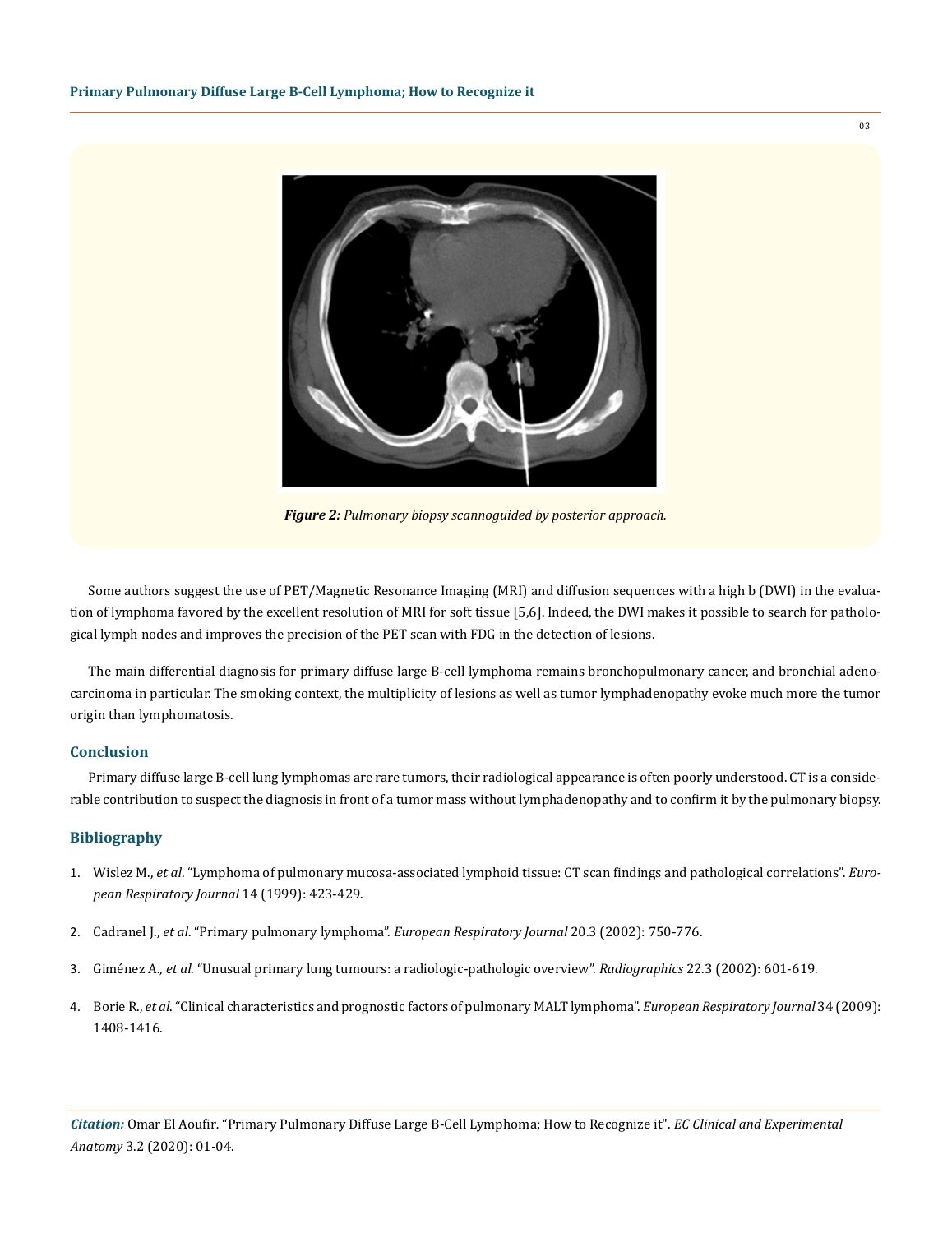*Figure 2: Pulmonary biopsy scannoguided by posterior approach.*

Some authors suggest the use of PET/Magnetic Resonance Imaging (MRI) and diffusion sequences with a high b (DWI) in the evaluation of lymphoma favored by the excellent resolution of MRI for soft tissue [5,6]. Indeed, the DWI makes it possible to search for pathological lymph nodes and improves the precision of the PET scan with FDG in the detection of lesions.

The main differential diagnosis for primary diffuse large B-cell lymphoma remains bronchopulmonary cancer, and bronchial adenocarcinoma in particular. The smoking context, the multiplicity of lesions as well as tumor lymphadenopathy evoke much more the tumor origin than lymphomatosis.

## Conclusion

Primary diffuse large B-cell lung lymphomas are rare tumors, their radiological appearance is often poorly understood. CT is a considerable contribution to suspect the diagnosis in front of a tumor mass without lymphadenopathy and to confirm it by the pulmonary biopsy.

## Bibliography

1. Wislez M., *et al*. "Lymphoma of pulmonary mucosa-associated lymphoid tissue: CT scan findings and pathological correlations". *European Respiratory Journal* 14 (1999): 423-429.
2. Cadranel J., *et al*. "Primary pulmonary lymphoma". *European Respiratory Journal* 20.3 (2002): 750-776.
3. Giménez A., *et al*. "Unusual primary lung tumours: a radiologic-pathologic overview". *Radiographics* 22.3 (2002): 601-619.
4. Borie R., *et al*. "Clinical characteristics and prognostic factors of pulmonary MALT lymphoma". *European Respiratory Journal* 34 (2009): 1408-1416.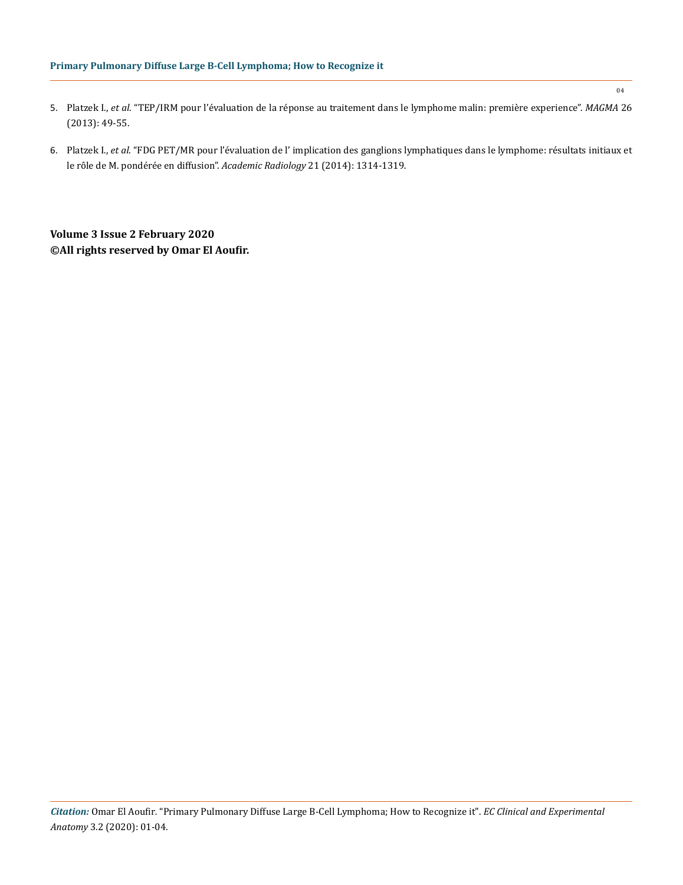5. Platzek I., *et al*. "TEP/IRM pour l'évaluation de la réponse au traitement dans le lymphome malin: première experience". *MAGMA* 26 (2013): 49-55.

6. Platzek I., *et al*. "FDG PET/MR pour l'évaluation de l' implication des ganglions lymphatiques dans le lymphome: résultats initiaux et le rôle de M. pondérée en diffusion". *Academic Radiology* 21 (2014): 1314-1319.

**Volume 3 Issue 2 February 2020**
**©All rights reserved by Omar El Aoufir.**